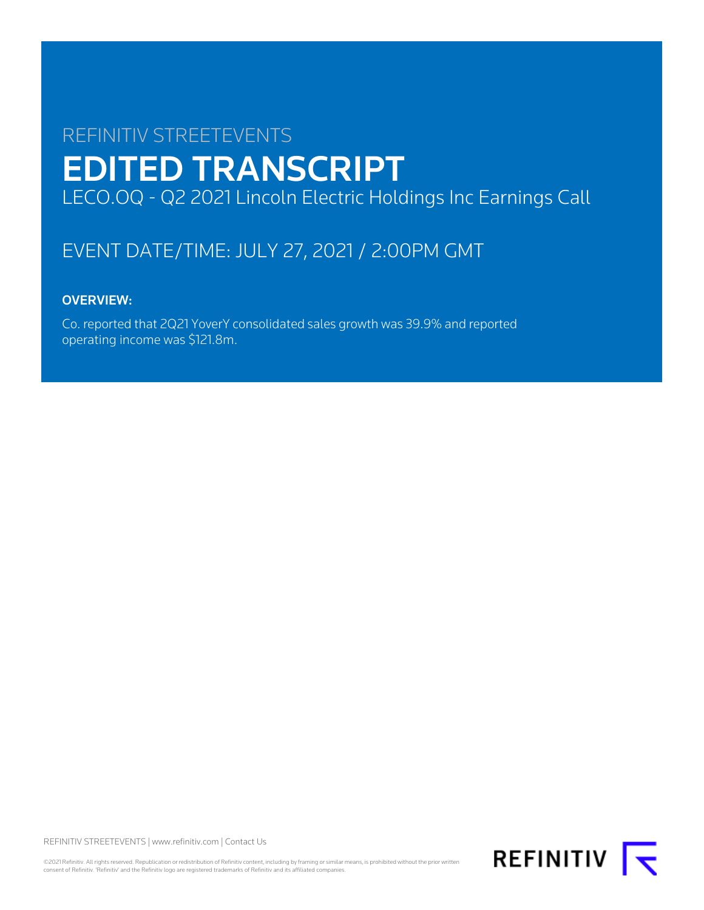REFINITIV STREETEVENTS

# EDITED TRANSCRIPT

LECO.OQ - Q2 2021 Lincoln Electric Holdings Inc Earnings Call

## EVENT DATE/TIME: JULY 27, 2021 / 2:00PM GMT

**OVERVIEW:**

Co. reported that 2Q21 YoverY consolidated sales growth was 39.9% and reported operating income was $121.8m.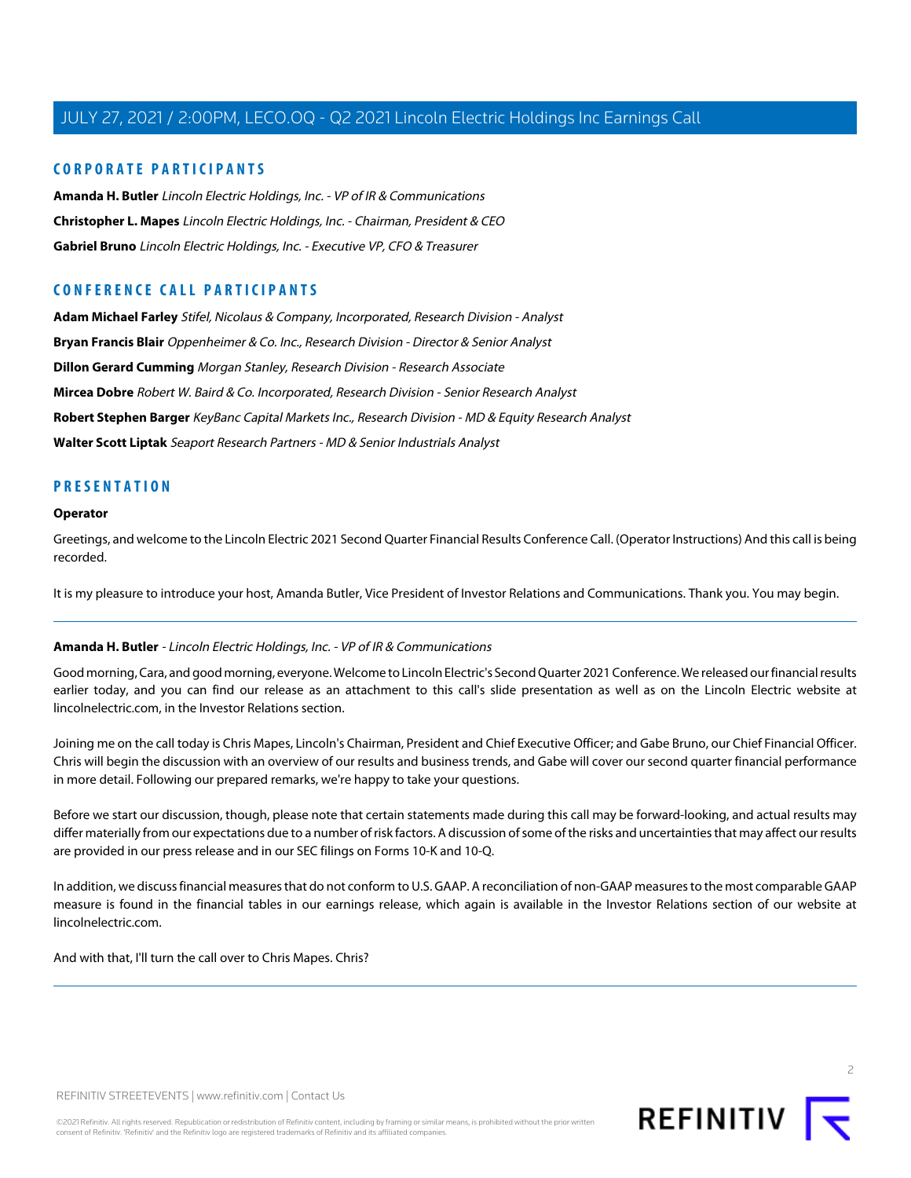## CORPORATE PARTICIPANTS

**Amanda H. Butler** *Lincoln Electric Holdings, Inc. - VP of IR & Communications*

**Christopher L. Mapes** *Lincoln Electric Holdings, Inc. - Chairman, President & CEO*

**Gabriel Bruno** *Lincoln Electric Holdings, Inc. - Executive VP, CFO & Treasurer*

## CONFERENCE CALL PARTICIPANTS

**Adam Michael Farley** *Stifel, Nicolaus & Company, Incorporated, Research Division - Analyst*

**Bryan Francis Blair** *Oppenheimer & Co. Inc., Research Division - Director & Senior Analyst*

**Dillon Gerard Cumming** *Morgan Stanley, Research Division - Research Associate*

**Mircea Dobre** *Robert W. Baird & Co. Incorporated, Research Division - Senior Research Analyst*

**Robert Stephen Barger** *KeyBanc Capital Markets Inc., Research Division - MD & Equity Research Analyst*

**Walter Scott Liptak** *Seaport Research Partners - MD & Senior Industrials Analyst*

## PRESENTATION

**Operator**

Greetings, and welcome to the Lincoln Electric 2021 Second Quarter Financial Results Conference Call. (Operator Instructions) And this call is being recorded.

It is my pleasure to introduce your host, Amanda Butler, Vice President of Investor Relations and Communications. Thank you. You may begin.

---

**Amanda H. Butler** - *Lincoln Electric Holdings, Inc. - VP of IR & Communications*

Good morning, Cara, and good morning, everyone. Welcome to Lincoln Electric's Second Quarter 2021 Conference. We released our financial results earlier today, and you can find our release as an attachment to this call's slide presentation as well as on the Lincoln Electric website at lincolnelectric.com, in the Investor Relations section.

Joining me on the call today is Chris Mapes, Lincoln's Chairman, President and Chief Executive Officer; and Gabe Bruno, our Chief Financial Officer. Chris will begin the discussion with an overview of our results and business trends, and Gabe will cover our second quarter financial performance in more detail. Following our prepared remarks, we're happy to take your questions.

Before we start our discussion, though, please note that certain statements made during this call may be forward-looking, and actual results may differ materially from our expectations due to a number of risk factors. A discussion of some of the risks and uncertainties that may affect our results are provided in our press release and in our SEC filings on Forms 10-K and 10-Q.

In addition, we discuss financial measures that do not conform to U.S. GAAP. A reconciliation of non-GAAP measures to the most comparable GAAP measure is found in the financial tables in our earnings release, which again is available in the Investor Relations section of our website at lincolnelectric.com.

And with that, I'll turn the call over to Chris Mapes. Chris?

---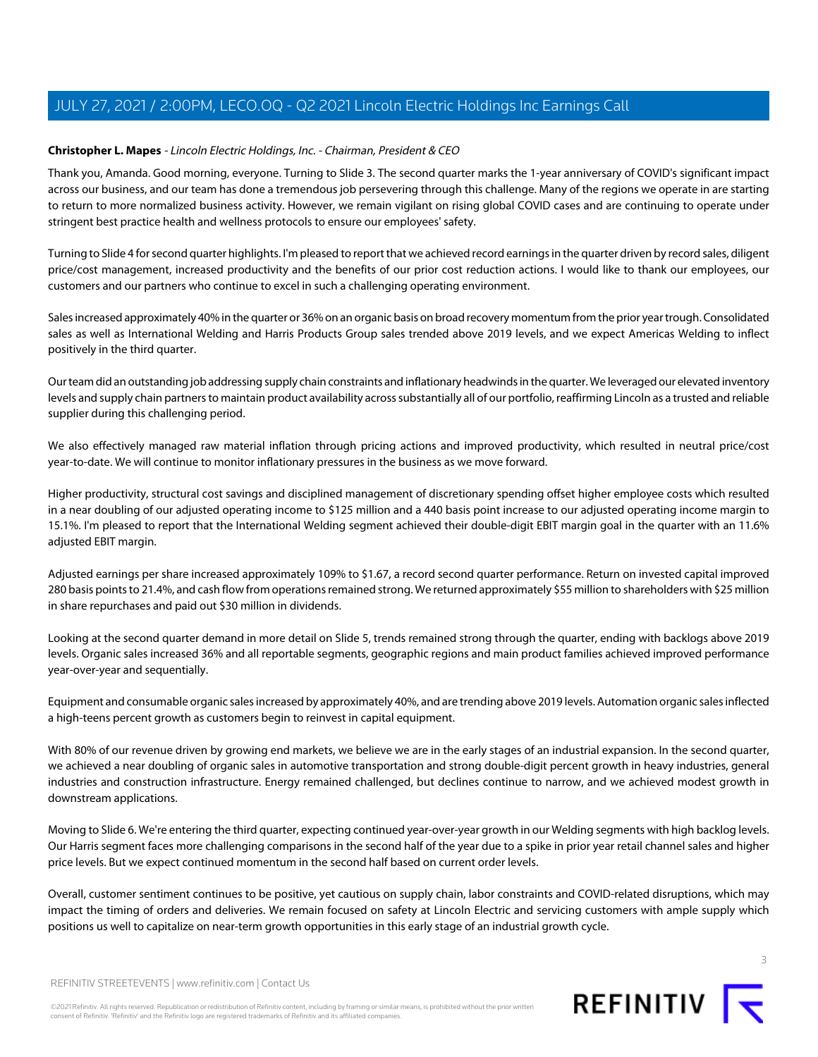**Christopher L. Mapes** - *Lincoln Electric Holdings, Inc. - Chairman, President & CEO*

Thank you, Amanda. Good morning, everyone. Turning to Slide 3. The second quarter marks the 1-year anniversary of COVID's significant impact across our business, and our team has done a tremendous job persevering through this challenge. Many of the regions we operate in are starting to return to more normalized business activity. However, we remain vigilant on rising global COVID cases and are continuing to operate under stringent best practice health and wellness protocols to ensure our employees' safety.

Turning to Slide 4 for second quarter highlights. I'm pleased to report that we achieved record earnings in the quarter driven by record sales, diligent price/cost management, increased productivity and the benefits of our prior cost reduction actions. I would like to thank our employees, our customers and our partners who continue to excel in such a challenging operating environment.

Sales increased approximately 40% in the quarter or 36% on an organic basis on broad recovery momentum from the prior year trough. Consolidated sales as well as International Welding and Harris Products Group sales trended above 2019 levels, and we expect Americas Welding to inflect positively in the third quarter.

Our team did an outstanding job addressing supply chain constraints and inflationary headwinds in the quarter. We leveraged our elevated inventory levels and supply chain partners to maintain product availability across substantially all of our portfolio, reaffirming Lincoln as a trusted and reliable supplier during this challenging period.

We also effectively managed raw material inflation through pricing actions and improved productivity, which resulted in neutral price/cost year-to-date. We will continue to monitor inflationary pressures in the business as we move forward.

Higher productivity, structural cost savings and disciplined management of discretionary spending offset higher employee costs which resulted in a near doubling of our adjusted operating income to $125 million and a 440 basis point increase to our adjusted operating income margin to 15.1%. I'm pleased to report that the International Welding segment achieved their double-digit EBIT margin goal in the quarter with an 11.6% adjusted EBIT margin.

Adjusted earnings per share increased approximately 109% to $1.67, a record second quarter performance. Return on invested capital improved 280 basis points to 21.4%, and cash flow from operations remained strong. We returned approximately $55 million to shareholders with $25 million in share repurchases and paid out $30 million in dividends.

Looking at the second quarter demand in more detail on Slide 5, trends remained strong through the quarter, ending with backlogs above 2019 levels. Organic sales increased 36% and all reportable segments, geographic regions and main product families achieved improved performance year-over-year and sequentially.

Equipment and consumable organic sales increased by approximately 40%, and are trending above 2019 levels. Automation organic sales inflected a high-teens percent growth as customers begin to reinvest in capital equipment.

With 80% of our revenue driven by growing end markets, we believe we are in the early stages of an industrial expansion. In the second quarter, we achieved a near doubling of organic sales in automotive transportation and strong double-digit percent growth in heavy industries, general industries and construction infrastructure. Energy remained challenged, but declines continue to narrow, and we achieved modest growth in downstream applications.

Moving to Slide 6. We're entering the third quarter, expecting continued year-over-year growth in our Welding segments with high backlog levels. Our Harris segment faces more challenging comparisons in the second half of the year due to a spike in prior year retail channel sales and higher price levels. But we expect continued momentum in the second half based on current order levels.

Overall, customer sentiment continues to be positive, yet cautious on supply chain, labor constraints and COVID-related disruptions, which may impact the timing of orders and deliveries. We remain focused on safety at Lincoln Electric and servicing customers with ample supply which positions us well to capitalize on near-term growth opportunities in this early stage of an industrial growth cycle.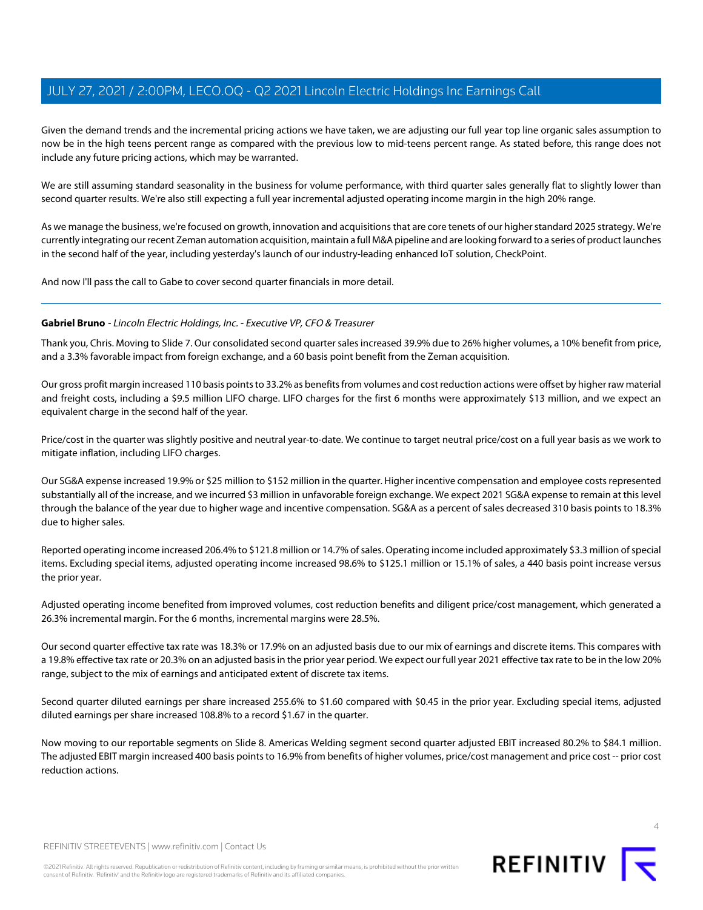Given the demand trends and the incremental pricing actions we have taken, we are adjusting our full year top line organic sales assumption to now be in the high teens percent range as compared with the previous low to mid-teens percent range. As stated before, this range does not include any future pricing actions, which may be warranted.

We are still assuming standard seasonality in the business for volume performance, with third quarter sales generally flat to slightly lower than second quarter results. We're also still expecting a full year incremental adjusted operating income margin in the high 20% range.

As we manage the business, we're focused on growth, innovation and acquisitions that are core tenets of our higher standard 2025 strategy. We're currently integrating our recent Zeman automation acquisition, maintain a full M&A pipeline and are looking forward to a series of product launches in the second half of the year, including yesterday's launch of our industry-leading enhanced IoT solution, CheckPoint.

And now I'll pass the call to Gabe to cover second quarter financials in more detail.

---

**Gabriel Bruno** - *Lincoln Electric Holdings, Inc. - Executive VP, CFO & Treasurer*

Thank you, Chris. Moving to Slide 7. Our consolidated second quarter sales increased 39.9% due to 26% higher volumes, a 10% benefit from price, and a 3.3% favorable impact from foreign exchange, and a 60 basis point benefit from the Zeman acquisition.

Our gross profit margin increased 110 basis points to 33.2% as benefits from volumes and cost reduction actions were offset by higher raw material and freight costs, including a $9.5 million LIFO charge. LIFO charges for the first 6 months were approximately $13 million, and we expect an equivalent charge in the second half of the year.

Price/cost in the quarter was slightly positive and neutral year-to-date. We continue to target neutral price/cost on a full year basis as we work to mitigate inflation, including LIFO charges.

Our SG&A expense increased 19.9% or $25 million to $152 million in the quarter. Higher incentive compensation and employee costs represented substantially all of the increase, and we incurred $3 million in unfavorable foreign exchange. We expect 2021 SG&A expense to remain at this level through the balance of the year due to higher wage and incentive compensation. SG&A as a percent of sales decreased 310 basis points to 18.3% due to higher sales.

Reported operating income increased 206.4% to $121.8 million or 14.7% of sales. Operating income included approximately $3.3 million of special items. Excluding special items, adjusted operating income increased 98.6% to $125.1 million or 15.1% of sales, a 440 basis point increase versus the prior year.

Adjusted operating income benefited from improved volumes, cost reduction benefits and diligent price/cost management, which generated a 26.3% incremental margin. For the 6 months, incremental margins were 28.5%.

Our second quarter effective tax rate was 18.3% or 17.9% on an adjusted basis due to our mix of earnings and discrete items. This compares with a 19.8% effective tax rate or 20.3% on an adjusted basis in the prior year period. We expect our full year 2021 effective tax rate to be in the low 20% range, subject to the mix of earnings and anticipated extent of discrete tax items.

Second quarter diluted earnings per share increased 255.6% to $1.60 compared with $0.45 in the prior year. Excluding special items, adjusted diluted earnings per share increased 108.8% to a record $1.67 in the quarter.

Now moving to our reportable segments on Slide 8. Americas Welding segment second quarter adjusted EBIT increased 80.2% to $84.1 million. The adjusted EBIT margin increased 400 basis points to 16.9% from benefits of higher volumes, price/cost management and price cost -- prior cost reduction actions.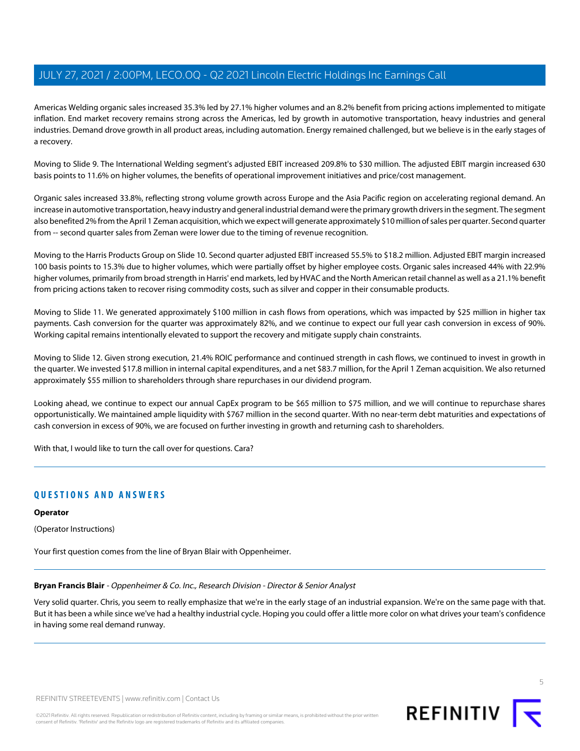Americas Welding organic sales increased 35.3% led by 27.1% higher volumes and an 8.2% benefit from pricing actions implemented to mitigate inflation. End market recovery remains strong across the Americas, led by growth in automotive transportation, heavy industries and general industries. Demand drove growth in all product areas, including automation. Energy remained challenged, but we believe is in the early stages of a recovery.

Moving to Slide 9. The International Welding segment's adjusted EBIT increased 209.8% to $30 million. The adjusted EBIT margin increased 630 basis points to 11.6% on higher volumes, the benefits of operational improvement initiatives and price/cost management.

Organic sales increased 33.8%, reflecting strong volume growth across Europe and the Asia Pacific region on accelerating regional demand. An increase in automotive transportation, heavy industry and general industrial demand were the primary growth drivers in the segment. The segment also benefited 2% from the April 1 Zeman acquisition, which we expect will generate approximately $10 million of sales per quarter. Second quarter from -- second quarter sales from Zeman were lower due to the timing of revenue recognition.

Moving to the Harris Products Group on Slide 10. Second quarter adjusted EBIT increased 55.5% to $18.2 million. Adjusted EBIT margin increased 100 basis points to 15.3% due to higher volumes, which were partially offset by higher employee costs. Organic sales increased 44% with 22.9% higher volumes, primarily from broad strength in Harris' end markets, led by HVAC and the North American retail channel as well as a 21.1% benefit from pricing actions taken to recover rising commodity costs, such as silver and copper in their consumable products.

Moving to Slide 11. We generated approximately $100 million in cash flows from operations, which was impacted by $25 million in higher tax payments. Cash conversion for the quarter was approximately 82%, and we continue to expect our full year cash conversion in excess of 90%. Working capital remains intentionally elevated to support the recovery and mitigate supply chain constraints.

Moving to Slide 12. Given strong execution, 21.4% ROIC performance and continued strength in cash flows, we continued to invest in growth in the quarter. We invested $17.8 million in internal capital expenditures, and a net $83.7 million, for the April 1 Zeman acquisition. We also returned approximately $55 million to shareholders through share repurchases in our dividend program.

Looking ahead, we continue to expect our annual CapEx program to be $65 million to $75 million, and we will continue to repurchase shares opportunistically. We maintained ample liquidity with $767 million in the second quarter. With no near-term debt maturities and expectations of cash conversion in excess of 90%, we are focused on further investing in growth and returning cash to shareholders.

With that, I would like to turn the call over for questions. Cara?

## QUESTIONS AND ANSWERS

**Operator**

(Operator Instructions)

Your first question comes from the line of Bryan Blair with Oppenheimer.

**Bryan Francis Blair** - *Oppenheimer & Co. Inc., Research Division - Director & Senior Analyst*

Very solid quarter. Chris, you seem to really emphasize that we're in the early stage of an industrial expansion. We're on the same page with that. But it has been a while since we've had a healthy industrial cycle. Hoping you could offer a little more color on what drives your team's confidence in having some real demand runway.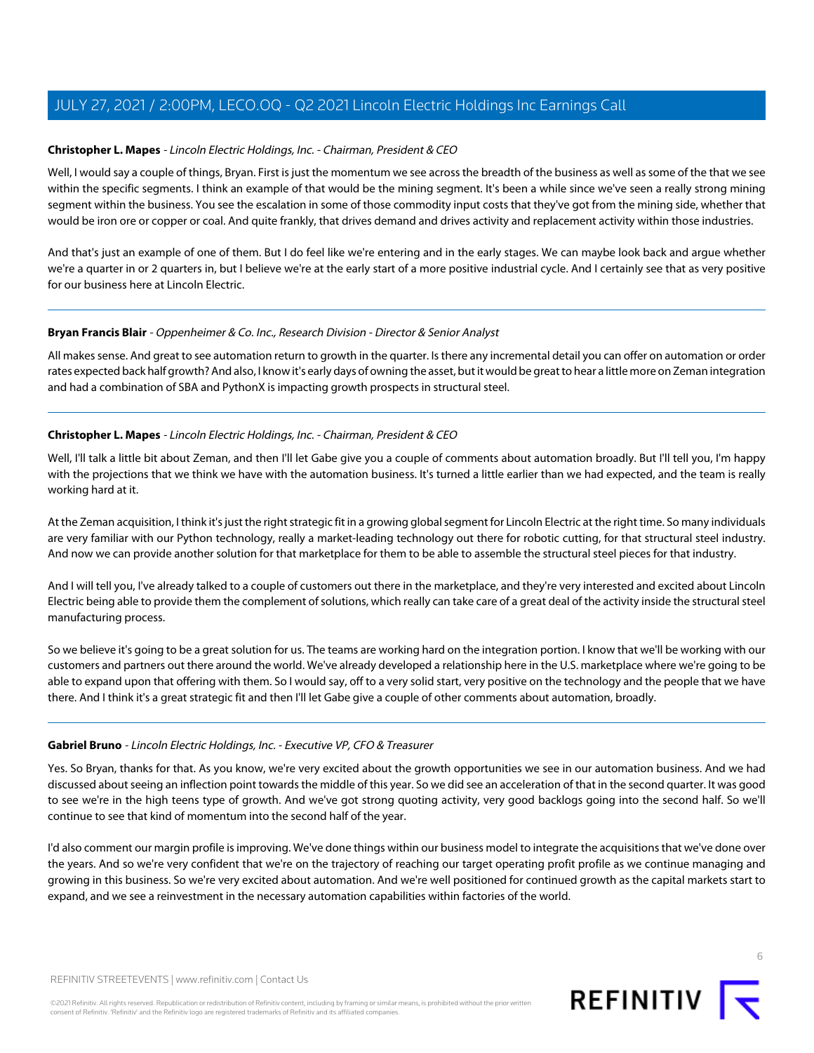**Christopher L. Mapes** - *Lincoln Electric Holdings, Inc. - Chairman, President & CEO*

Well, I would say a couple of things, Bryan. First is just the momentum we see across the breadth of the business as well as some of the that we see within the specific segments. I think an example of that would be the mining segment. It's been a while since we've seen a really strong mining segment within the business. You see the escalation in some of those commodity input costs that they've got from the mining side, whether that would be iron ore or copper or coal. And quite frankly, that drives demand and drives activity and replacement activity within those industries.

And that's just an example of one of them. But I do feel like we're entering and in the early stages. We can maybe look back and argue whether we're a quarter in or 2 quarters in, but I believe we're at the early start of a more positive industrial cycle. And I certainly see that as very positive for our business here at Lincoln Electric.

---

**Bryan Francis Blair** - *Oppenheimer & Co. Inc., Research Division - Director & Senior Analyst*

All makes sense. And great to see automation return to growth in the quarter. Is there any incremental detail you can offer on automation or order rates expected back half growth? And also, I know it's early days of owning the asset, but it would be great to hear a little more on Zeman integration and had a combination of SBA and PythonX is impacting growth prospects in structural steel.

---

**Christopher L. Mapes** - *Lincoln Electric Holdings, Inc. - Chairman, President & CEO*

Well, I'll talk a little bit about Zeman, and then I'll let Gabe give you a couple of comments about automation broadly. But I'll tell you, I'm happy with the projections that we think we have with the automation business. It's turned a little earlier than we had expected, and the team is really working hard at it.

At the Zeman acquisition, I think it's just the right strategic fit in a growing global segment for Lincoln Electric at the right time. So many individuals are very familiar with our Python technology, really a market-leading technology out there for robotic cutting, for that structural steel industry. And now we can provide another solution for that marketplace for them to be able to assemble the structural steel pieces for that industry.

And I will tell you, I've already talked to a couple of customers out there in the marketplace, and they're very interested and excited about Lincoln Electric being able to provide them the complement of solutions, which really can take care of a great deal of the activity inside the structural steel manufacturing process.

So we believe it's going to be a great solution for us. The teams are working hard on the integration portion. I know that we'll be working with our customers and partners out there around the world. We've already developed a relationship here in the U.S. marketplace where we're going to be able to expand upon that offering with them. So I would say, off to a very solid start, very positive on the technology and the people that we have there. And I think it's a great strategic fit and then I'll let Gabe give a couple of other comments about automation, broadly.

---

**Gabriel Bruno** - *Lincoln Electric Holdings, Inc. - Executive VP, CFO & Treasurer*

Yes. So Bryan, thanks for that. As you know, we're very excited about the growth opportunities we see in our automation business. And we had discussed about seeing an inflection point towards the middle of this year. So we did see an acceleration of that in the second quarter. It was good to see we're in the high teens type of growth. And we've got strong quoting activity, very good backlogs going into the second half. So we'll continue to see that kind of momentum into the second half of the year.

I'd also comment our margin profile is improving. We've done things within our business model to integrate the acquisitions that we've done over the years. And so we're very confident that we're on the trajectory of reaching our target operating profit profile as we continue managing and growing in this business. So we're very excited about automation. And we're well positioned for continued growth as the capital markets start to expand, and we see a reinvestment in the necessary automation capabilities within factories of the world.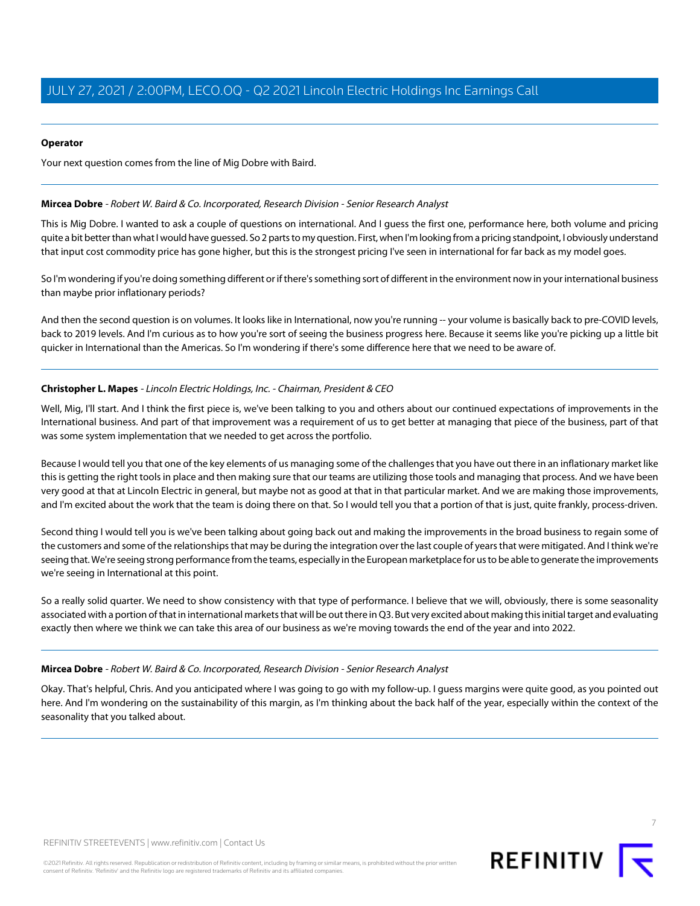**Operator**

Your next question comes from the line of Mig Dobre with Baird.

---

**Mircea Dobre** - *Robert W. Baird & Co. Incorporated, Research Division - Senior Research Analyst*

This is Mig Dobre. I wanted to ask a couple of questions on international. And I guess the first one, performance here, both volume and pricing quite a bit better than what I would have guessed. So 2 parts to my question. First, when I'm looking from a pricing standpoint, I obviously understand that input cost commodity price has gone higher, but this is the strongest pricing I've seen in international for far back as my model goes.

So I'm wondering if you're doing something different or if there's something sort of different in the environment now in your international business than maybe prior inflationary periods?

And then the second question is on volumes. It looks like in International, now you're running -- your volume is basically back to pre-COVID levels, back to 2019 levels. And I'm curious as to how you're sort of seeing the business progress here. Because it seems like you're picking up a little bit quicker in International than the Americas. So I'm wondering if there's some difference here that we need to be aware of.

---

**Christopher L. Mapes** - *Lincoln Electric Holdings, Inc. - Chairman, President & CEO*

Well, Mig, I'll start. And I think the first piece is, we've been talking to you and others about our continued expectations of improvements in the International business. And part of that improvement was a requirement of us to get better at managing that piece of the business, part of that was some system implementation that we needed to get across the portfolio.

Because I would tell you that one of the key elements of us managing some of the challenges that you have out there in an inflationary market like this is getting the right tools in place and then making sure that our teams are utilizing those tools and managing that process. And we have been very good at that at Lincoln Electric in general, but maybe not as good at that in that particular market. And we are making those improvements, and I'm excited about the work that the team is doing there on that. So I would tell you that a portion of that is just, quite frankly, process-driven.

Second thing I would tell you is we've been talking about going back out and making the improvements in the broad business to regain some of the customers and some of the relationships that may be during the integration over the last couple of years that were mitigated. And I think we're seeing that. We're seeing strong performance from the teams, especially in the European marketplace for us to be able to generate the improvements we're seeing in International at this point.

So a really solid quarter. We need to show consistency with that type of performance. I believe that we will, obviously, there is some seasonality associated with a portion of that in international markets that will be out there in Q3. But very excited about making this initial target and evaluating exactly then where we think we can take this area of our business as we're moving towards the end of the year and into 2022.

---

**Mircea Dobre** - *Robert W. Baird & Co. Incorporated, Research Division - Senior Research Analyst*

Okay. That's helpful, Chris. And you anticipated where I was going to go with my follow-up. I guess margins were quite good, as you pointed out here. And I'm wondering on the sustainability of this margin, as I'm thinking about the back half of the year, especially within the context of the seasonality that you talked about.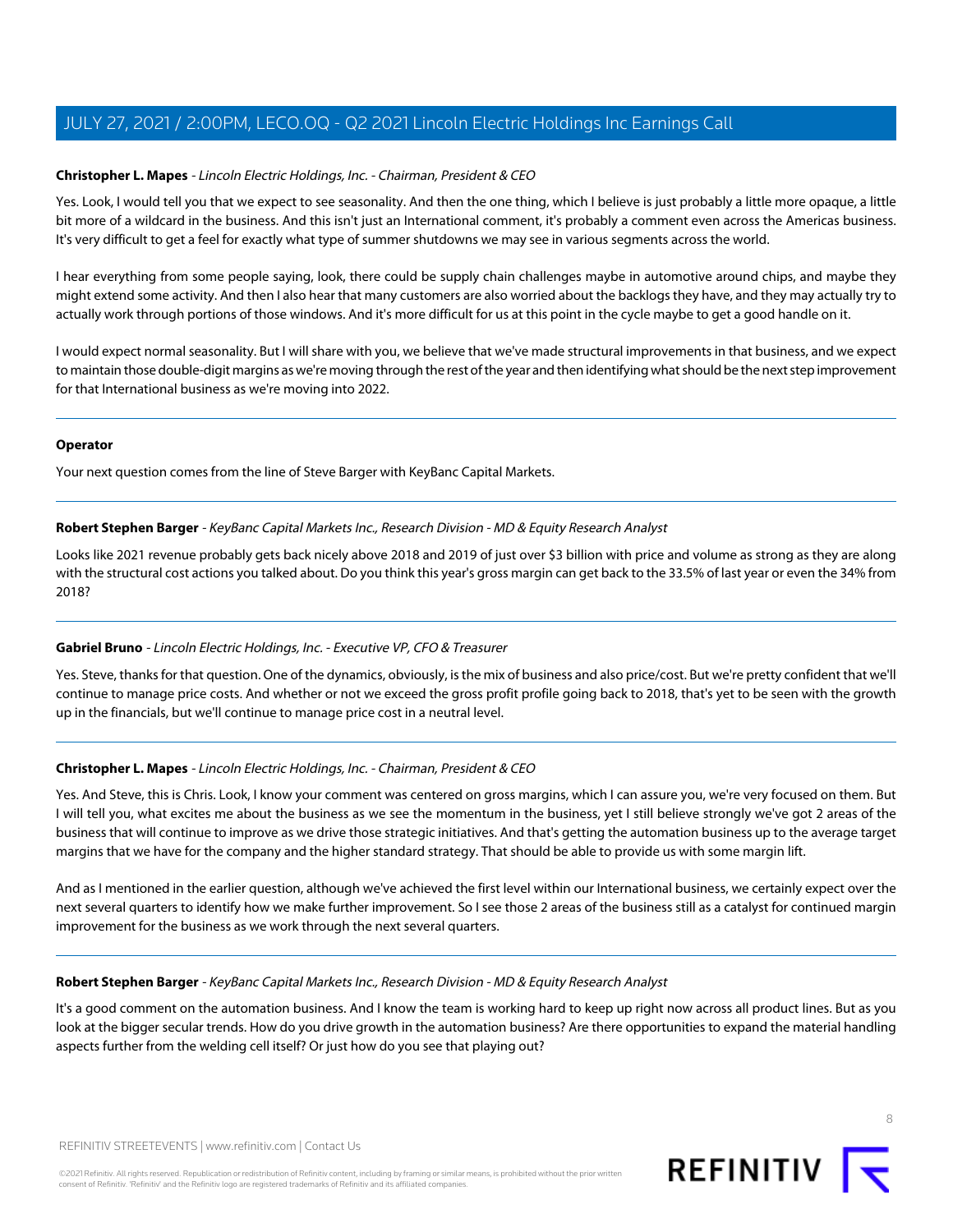**Christopher L. Mapes** - *Lincoln Electric Holdings, Inc. - Chairman, President & CEO*

Yes. Look, I would tell you that we expect to see seasonality. And then the one thing, which I believe is just probably a little more opaque, a little bit more of a wildcard in the business. And this isn't just an International comment, it's probably a comment even across the Americas business. It's very difficult to get a feel for exactly what type of summer shutdowns we may see in various segments across the world.

I hear everything from some people saying, look, there could be supply chain challenges maybe in automotive around chips, and maybe they might extend some activity. And then I also hear that many customers are also worried about the backlogs they have, and they may actually try to actually work through portions of those windows. And it's more difficult for us at this point in the cycle maybe to get a good handle on it.

I would expect normal seasonality. But I will share with you, we believe that we've made structural improvements in that business, and we expect to maintain those double-digit margins as we're moving through the rest of the year and then identifying what should be the next step improvement for that International business as we're moving into 2022.

---

**Operator**

Your next question comes from the line of Steve Barger with KeyBanc Capital Markets.

---

**Robert Stephen Barger** - *KeyBanc Capital Markets Inc., Research Division - MD & Equity Research Analyst*

Looks like 2021 revenue probably gets back nicely above 2018 and 2019 of just over $3 billion with price and volume as strong as they are along with the structural cost actions you talked about. Do you think this year's gross margin can get back to the 33.5% of last year or even the 34% from 2018?

---

**Gabriel Bruno** - *Lincoln Electric Holdings, Inc. - Executive VP, CFO & Treasurer*

Yes. Steve, thanks for that question. One of the dynamics, obviously, is the mix of business and also price/cost. But we're pretty confident that we'll continue to manage price costs. And whether or not we exceed the gross profit profile going back to 2018, that's yet to be seen with the growth up in the financials, but we'll continue to manage price cost in a neutral level.

---

**Christopher L. Mapes** - *Lincoln Electric Holdings, Inc. - Chairman, President & CEO*

Yes. And Steve, this is Chris. Look, I know your comment was centered on gross margins, which I can assure you, we're very focused on them. But I will tell you, what excites me about the business as we see the momentum in the business, yet I still believe strongly we've got 2 areas of the business that will continue to improve as we drive those strategic initiatives. And that's getting the automation business up to the average target margins that we have for the company and the higher standard strategy. That should be able to provide us with some margin lift.

And as I mentioned in the earlier question, although we've achieved the first level within our International business, we certainly expect over the next several quarters to identify how we make further improvement. So I see those 2 areas of the business still as a catalyst for continued margin improvement for the business as we work through the next several quarters.

---

**Robert Stephen Barger** - *KeyBanc Capital Markets Inc., Research Division - MD & Equity Research Analyst*

It's a good comment on the automation business. And I know the team is working hard to keep up right now across all product lines. But as you look at the bigger secular trends. How do you drive growth in the automation business? Are there opportunities to expand the material handling aspects further from the welding cell itself? Or just how do you see that playing out?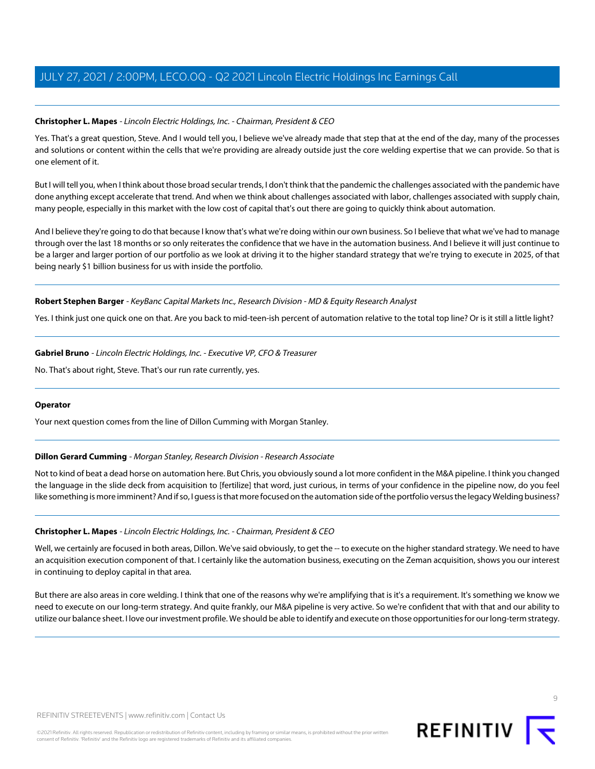**Christopher L. Mapes** - *Lincoln Electric Holdings, Inc. - Chairman, President & CEO*

Yes. That's a great question, Steve. And I would tell you, I believe we've already made that step that at the end of the day, many of the processes and solutions or content within the cells that we're providing are already outside just the core welding expertise that we can provide. So that is one element of it.

But I will tell you, when I think about those broad secular trends, I don't think that the pandemic the challenges associated with the pandemic have done anything except accelerate that trend. And when we think about challenges associated with labor, challenges associated with supply chain, many people, especially in this market with the low cost of capital that's out there are going to quickly think about automation.

And I believe they're going to do that because I know that's what we're doing within our own business. So I believe that what we've had to manage through over the last 18 months or so only reiterates the confidence that we have in the automation business. And I believe it will just continue to be a larger and larger portion of our portfolio as we look at driving it to the higher standard strategy that we're trying to execute in 2025, of that being nearly $1 billion business for us with inside the portfolio.

---

**Robert Stephen Barger** - *KeyBanc Capital Markets Inc., Research Division - MD & Equity Research Analyst*

Yes. I think just one quick one on that. Are you back to mid-teen-ish percent of automation relative to the total top line? Or is it still a little light?

---

**Gabriel Bruno** - *Lincoln Electric Holdings, Inc. - Executive VP, CFO & Treasurer*

No. That's about right, Steve. That's our run rate currently, yes.

---

**Operator**

Your next question comes from the line of Dillon Cumming with Morgan Stanley.

---

**Dillon Gerard Cumming** - *Morgan Stanley, Research Division - Research Associate*

Not to kind of beat a dead horse on automation here. But Chris, you obviously sound a lot more confident in the M&A pipeline. I think you changed the language in the slide deck from acquisition to [fertilize] that word, just curious, in terms of your confidence in the pipeline now, do you feel like something is more imminent? And if so, I guess is that more focused on the automation side of the portfolio versus the legacy Welding business?

---

**Christopher L. Mapes** - *Lincoln Electric Holdings, Inc. - Chairman, President & CEO*

Well, we certainly are focused in both areas, Dillon. We've said obviously, to get the -- to execute on the higher standard strategy. We need to have an acquisition execution component of that. I certainly like the automation business, executing on the Zeman acquisition, shows you our interest in continuing to deploy capital in that area.

But there are also areas in core welding. I think that one of the reasons why we're amplifying that is it's a requirement. It's something we know we need to execute on our long-term strategy. And quite frankly, our M&A pipeline is very active. So we're confident that with that and our ability to utilize our balance sheet. I love our investment profile. We should be able to identify and execute on those opportunities for our long-term strategy.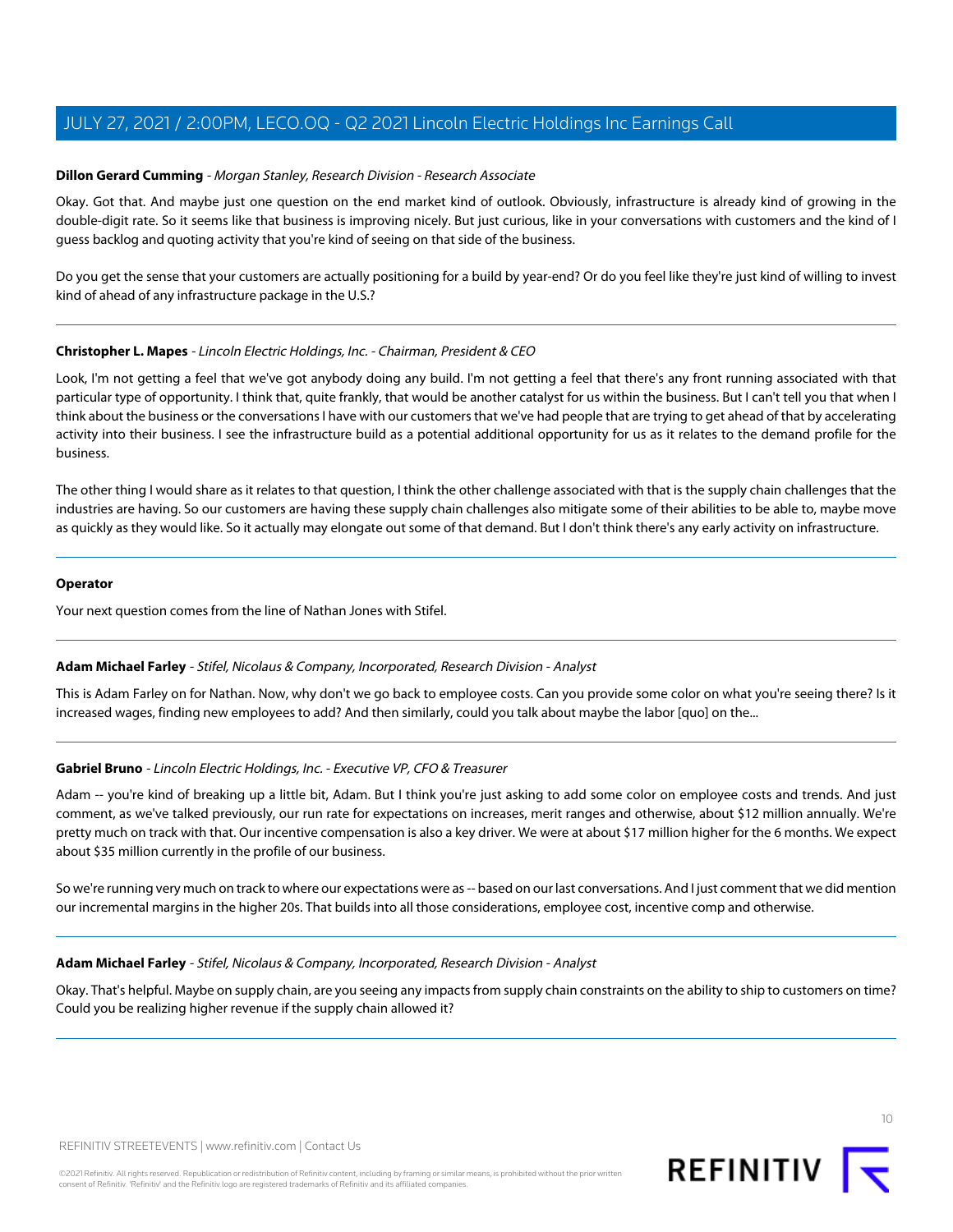**Dillon Gerard Cumming** - *Morgan Stanley, Research Division - Research Associate*

Okay. Got that. And maybe just one question on the end market kind of outlook. Obviously, infrastructure is already kind of growing in the double-digit rate. So it seems like that business is improving nicely. But just curious, like in your conversations with customers and the kind of I guess backlog and quoting activity that you're kind of seeing on that side of the business.

Do you get the sense that your customers are actually positioning for a build by year-end? Or do you feel like they're just kind of willing to invest kind of ahead of any infrastructure package in the U.S.?

---

**Christopher L. Mapes** - *Lincoln Electric Holdings, Inc. - Chairman, President & CEO*

Look, I'm not getting a feel that we've got anybody doing any build. I'm not getting a feel that there's any front running associated with that particular type of opportunity. I think that, quite frankly, that would be another catalyst for us within the business. But I can't tell you that when I think about the business or the conversations I have with our customers that we've had people that are trying to get ahead of that by accelerating activity into their business. I see the infrastructure build as a potential additional opportunity for us as it relates to the demand profile for the business.

The other thing I would share as it relates to that question, I think the other challenge associated with that is the supply chain challenges that the industries are having. So our customers are having these supply chain challenges also mitigate some of their abilities to be able to, maybe move as quickly as they would like. So it actually may elongate out some of that demand. But I don't think there's any early activity on infrastructure.

---

**Operator**

Your next question comes from the line of Nathan Jones with Stifel.

---

**Adam Michael Farley** - *Stifel, Nicolaus & Company, Incorporated, Research Division - Analyst*

This is Adam Farley on for Nathan. Now, why don't we go back to employee costs. Can you provide some color on what you're seeing there? Is it increased wages, finding new employees to add? And then similarly, could you talk about maybe the labor [quo] on the...

---

**Gabriel Bruno** - *Lincoln Electric Holdings, Inc. - Executive VP, CFO & Treasurer*

Adam -- you're kind of breaking up a little bit, Adam. But I think you're just asking to add some color on employee costs and trends. And just comment, as we've talked previously, our run rate for expectations on increases, merit ranges and otherwise, about $12 million annually. We're pretty much on track with that. Our incentive compensation is also a key driver. We were at about $17 million higher for the 6 months. We expect about $35 million currently in the profile of our business.

So we're running very much on track to where our expectations were as -- based on our last conversations. And I just comment that we did mention our incremental margins in the higher 20s. That builds into all those considerations, employee cost, incentive comp and otherwise.

---

**Adam Michael Farley** - *Stifel, Nicolaus & Company, Incorporated, Research Division - Analyst*

Okay. That's helpful. Maybe on supply chain, are you seeing any impacts from supply chain constraints on the ability to ship to customers on time? Could you be realizing higher revenue if the supply chain allowed it?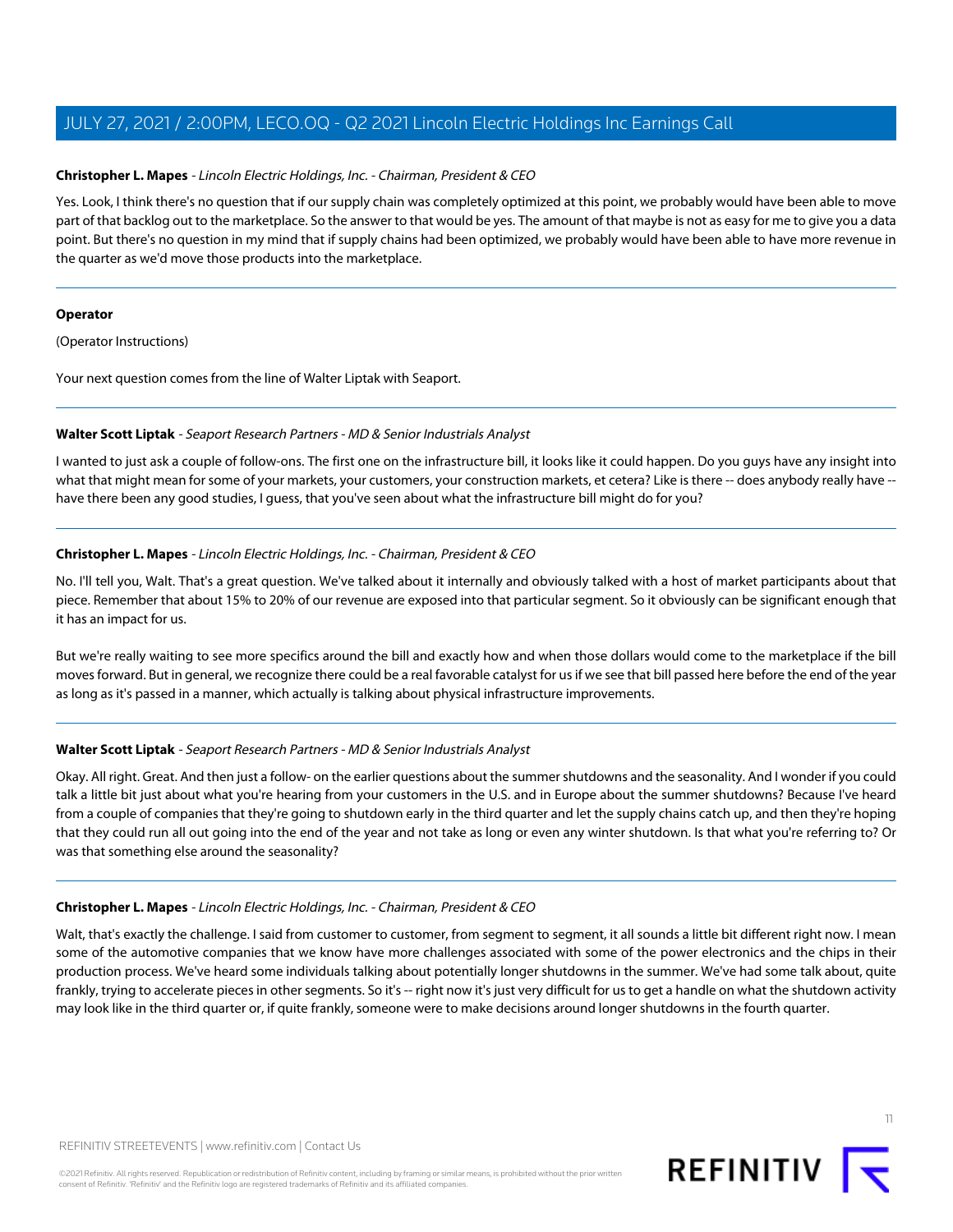**Christopher L. Mapes** - *Lincoln Electric Holdings, Inc. - Chairman, President & CEO*

Yes. Look, I think there's no question that if our supply chain was completely optimized at this point, we probably would have been able to move part of that backlog out to the marketplace. So the answer to that would be yes. The amount of that maybe is not as easy for me to give you a data point. But there's no question in my mind that if supply chains had been optimized, we probably would have been able to have more revenue in the quarter as we'd move those products into the marketplace.

---

**Operator**

(Operator Instructions)

Your next question comes from the line of Walter Liptak with Seaport.

---

**Walter Scott Liptak** - *Seaport Research Partners - MD & Senior Industrials Analyst*

I wanted to just ask a couple of follow-ons. The first one on the infrastructure bill, it looks like it could happen. Do you guys have any insight into what that might mean for some of your markets, your customers, your construction markets, et cetera? Like is there -- does anybody really have -- have there been any good studies, I guess, that you've seen about what the infrastructure bill might do for you?

---

**Christopher L. Mapes** - *Lincoln Electric Holdings, Inc. - Chairman, President & CEO*

No. I'll tell you, Walt. That's a great question. We've talked about it internally and obviously talked with a host of market participants about that piece. Remember that about 15% to 20% of our revenue are exposed into that particular segment. So it obviously can be significant enough that it has an impact for us.

But we're really waiting to see more specifics around the bill and exactly how and when those dollars would come to the marketplace if the bill moves forward. But in general, we recognize there could be a real favorable catalyst for us if we see that bill passed here before the end of the year as long as it's passed in a manner, which actually is talking about physical infrastructure improvements.

---

**Walter Scott Liptak** - *Seaport Research Partners - MD & Senior Industrials Analyst*

Okay. All right. Great. And then just a follow- on the earlier questions about the summer shutdowns and the seasonality. And I wonder if you could talk a little bit just about what you're hearing from your customers in the U.S. and in Europe about the summer shutdowns? Because I've heard from a couple of companies that they're going to shutdown early in the third quarter and let the supply chains catch up, and then they're hoping that they could run all out going into the end of the year and not take as long or even any winter shutdown. Is that what you're referring to? Or was that something else around the seasonality?

---

**Christopher L. Mapes** - *Lincoln Electric Holdings, Inc. - Chairman, President & CEO*

Walt, that's exactly the challenge. I said from customer to customer, from segment to segment, it all sounds a little bit different right now. I mean some of the automotive companies that we know have more challenges associated with some of the power electronics and the chips in their production process. We've heard some individuals talking about potentially longer shutdowns in the summer. We've had some talk about, quite frankly, trying to accelerate pieces in other segments. So it's -- right now it's just very difficult for us to get a handle on what the shutdown activity may look like in the third quarter or, if quite frankly, someone were to make decisions around longer shutdowns in the fourth quarter.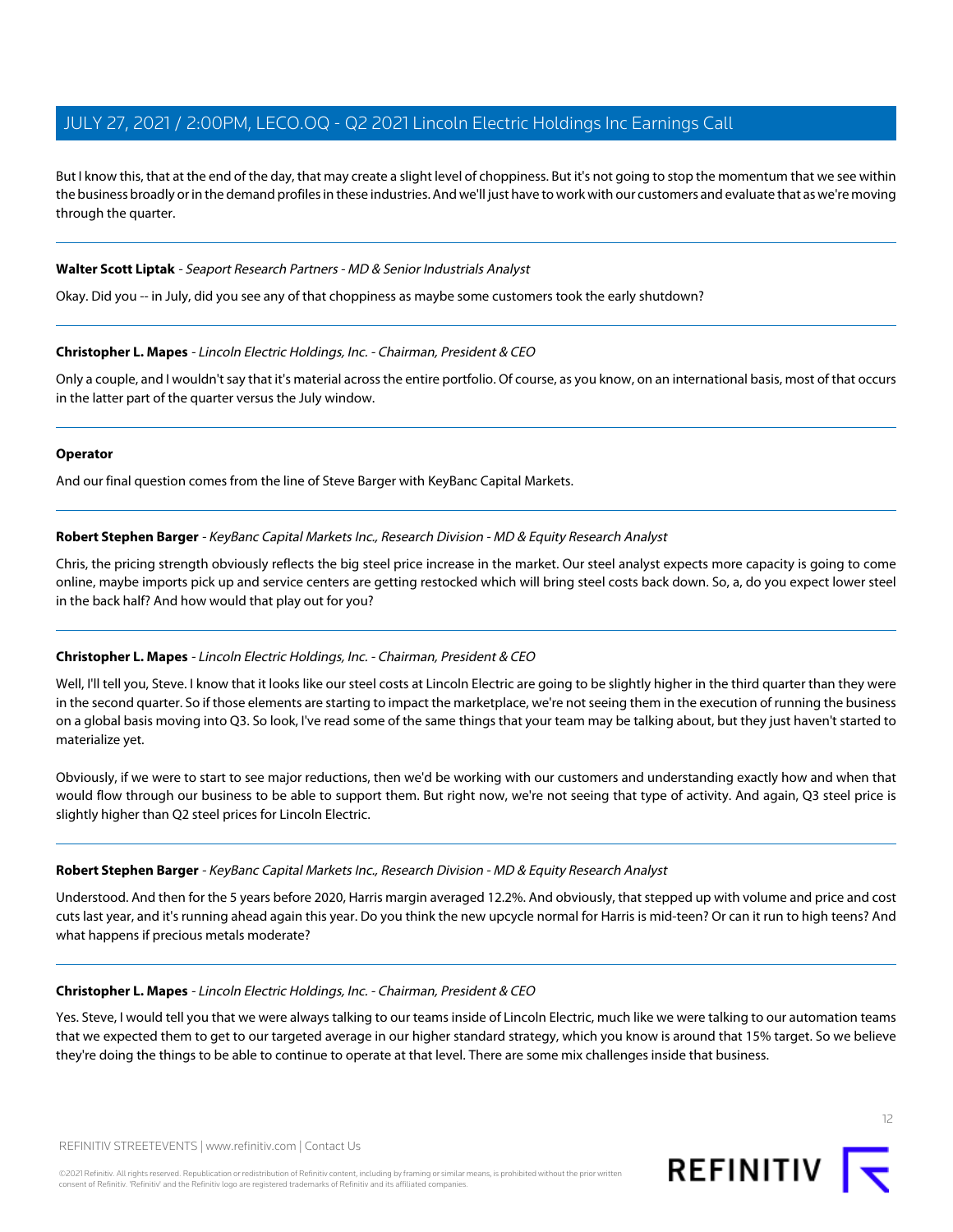But I know this, that at the end of the day, that may create a slight level of choppiness. But it's not going to stop the momentum that we see within the business broadly or in the demand profiles in these industries. And we'll just have to work with our customers and evaluate that as we're moving through the quarter.

---

**Walter Scott Liptak** - *Seaport Research Partners - MD & Senior Industrials Analyst*

Okay. Did you -- in July, did you see any of that choppiness as maybe some customers took the early shutdown?

---

**Christopher L. Mapes** - *Lincoln Electric Holdings, Inc. - Chairman, President & CEO*

Only a couple, and I wouldn't say that it's material across the entire portfolio. Of course, as you know, on an international basis, most of that occurs in the latter part of the quarter versus the July window.

---

**Operator**

And our final question comes from the line of Steve Barger with KeyBanc Capital Markets.

---

**Robert Stephen Barger** - *KeyBanc Capital Markets Inc., Research Division - MD & Equity Research Analyst*

Chris, the pricing strength obviously reflects the big steel price increase in the market. Our steel analyst expects more capacity is going to come online, maybe imports pick up and service centers are getting restocked which will bring steel costs back down. So, a, do you expect lower steel in the back half? And how would that play out for you?

---

**Christopher L. Mapes** - *Lincoln Electric Holdings, Inc. - Chairman, President & CEO*

Well, I'll tell you, Steve. I know that it looks like our steel costs at Lincoln Electric are going to be slightly higher in the third quarter than they were in the second quarter. So if those elements are starting to impact the marketplace, we're not seeing them in the execution of running the business on a global basis moving into Q3. So look, I've read some of the same things that your team may be talking about, but they just haven't started to materialize yet.

Obviously, if we were to start to see major reductions, then we'd be working with our customers and understanding exactly how and when that would flow through our business to be able to support them. But right now, we're not seeing that type of activity. And again, Q3 steel price is slightly higher than Q2 steel prices for Lincoln Electric.

---

**Robert Stephen Barger** - *KeyBanc Capital Markets Inc., Research Division - MD & Equity Research Analyst*

Understood. And then for the 5 years before 2020, Harris margin averaged 12.2%. And obviously, that stepped up with volume and price and cost cuts last year, and it's running ahead again this year. Do you think the new upcycle normal for Harris is mid-teen? Or can it run to high teens? And what happens if precious metals moderate?

---

**Christopher L. Mapes** - *Lincoln Electric Holdings, Inc. - Chairman, President & CEO*

Yes. Steve, I would tell you that we were always talking to our teams inside of Lincoln Electric, much like we were talking to our automation teams that we expected them to get to our targeted average in our higher standard strategy, which you know is around that 15% target. So we believe they're doing the things to be able to continue to operate at that level. There are some mix challenges inside that business.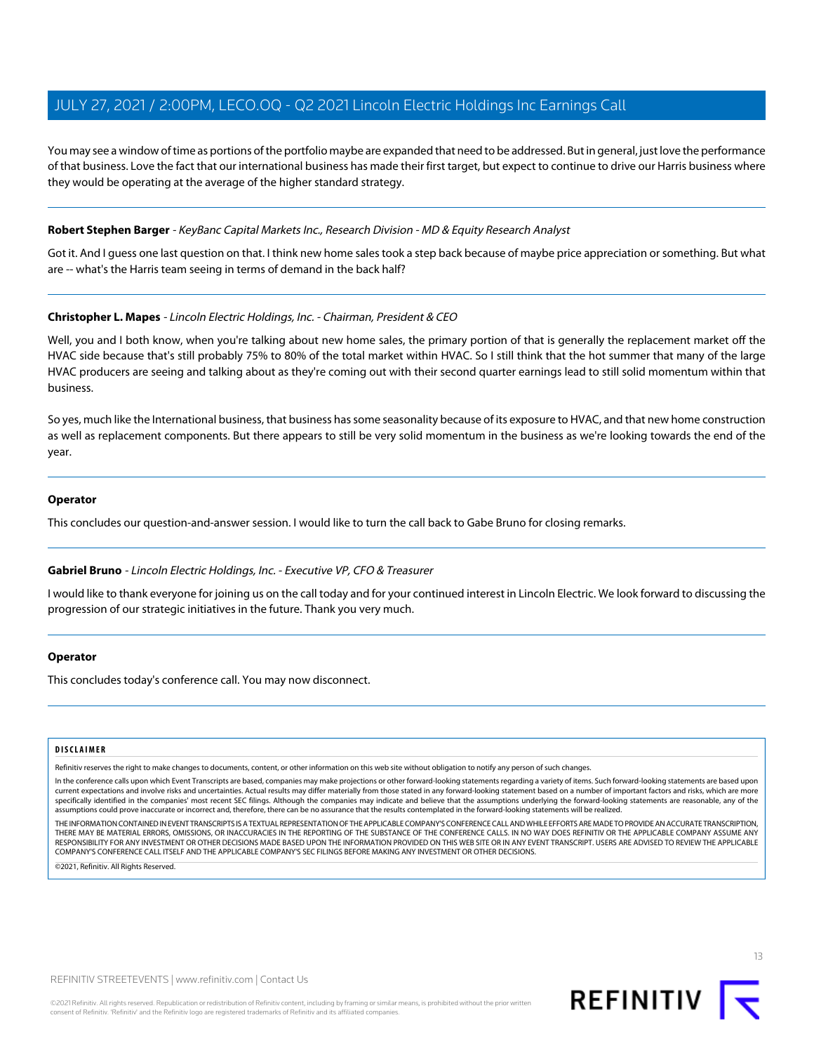You may see a window of time as portions of the portfolio maybe are expanded that need to be addressed. But in general, just love the performance of that business. Love the fact that our international business has made their first target, but expect to continue to drive our Harris business where they would be operating at the average of the higher standard strategy.

**Robert Stephen Barger** - *KeyBanc Capital Markets Inc., Research Division - MD & Equity Research Analyst*

Got it. And I guess one last question on that. I think new home sales took a step back because of maybe price appreciation or something. But what are -- what's the Harris team seeing in terms of demand in the back half?

**Christopher L. Mapes** - *Lincoln Electric Holdings, Inc. - Chairman, President & CEO*

Well, you and I both know, when you're talking about new home sales, the primary portion of that is generally the replacement market off the HVAC side because that's still probably 75% to 80% of the total market within HVAC. So I still think that the hot summer that many of the large HVAC producers are seeing and talking about as they're coming out with their second quarter earnings lead to still solid momentum within that business.

So yes, much like the International business, that business has some seasonality because of its exposure to HVAC, and that new home construction as well as replacement components. But there appears to still be very solid momentum in the business as we're looking towards the end of the year.

**Operator**

This concludes our question-and-answer session. I would like to turn the call back to Gabe Bruno for closing remarks.

**Gabriel Bruno** - *Lincoln Electric Holdings, Inc. - Executive VP, CFO & Treasurer*

I would like to thank everyone for joining us on the call today and for your continued interest in Lincoln Electric. We look forward to discussing the progression of our strategic initiatives in the future. Thank you very much.

**Operator**

This concludes today's conference call. You may now disconnect.

**DISCLAIMER**

Refinitiv reserves the right to make changes to documents, content, or other information on this web site without obligation to notify any person of such changes.

In the conference calls upon which Event Transcripts are based, companies may make projections or other forward-looking statements regarding a variety of items. Such forward-looking statements are based upon current expectations and involve risks and uncertainties. Actual results may differ materially from those stated in any forward-looking statement based on a number of important factors and risks, which are more specifically identified in the companies' most recent SEC filings. Although the companies may indicate and believe that the assumptions underlying the forward-looking statements are reasonable, any of the assumptions could prove inaccurate or incorrect and, therefore, there can be no assurance that the results contemplated in the forward-looking statements will be realized.

THE INFORMATION CONTAINED IN EVENT TRANSCRIPTS IS A TEXTUAL REPRESENTATION OF THE APPLICABLE COMPANY'S CONFERENCE CALL AND WHILE EFFORTS ARE MADE TO PROVIDE AN ACCURATE TRANSCRIPTION, THERE MAY BE MATERIAL ERRORS, OMISSIONS, OR INACCURACIES IN THE REPORTING OF THE SUBSTANCE OF THE CONFERENCE CALLS. IN NO WAY DOES REFINITIV OR THE APPLICABLE COMPANY ASSUME ANY RESPONSIBILITY FOR ANY INVESTMENT OR OTHER DECISIONS MADE BASED UPON THE INFORMATION PROVIDED ON THIS WEB SITE OR IN ANY EVENT TRANSCRIPT. USERS ARE ADVISED TO REVIEW THE APPLICABLE COMPANY'S CONFERENCE CALL ITSELF AND THE APPLICABLE COMPANY'S SEC FILINGS BEFORE MAKING ANY INVESTMENT OR OTHER DECISIONS.

©2021, Refinitiv. All Rights Reserved.